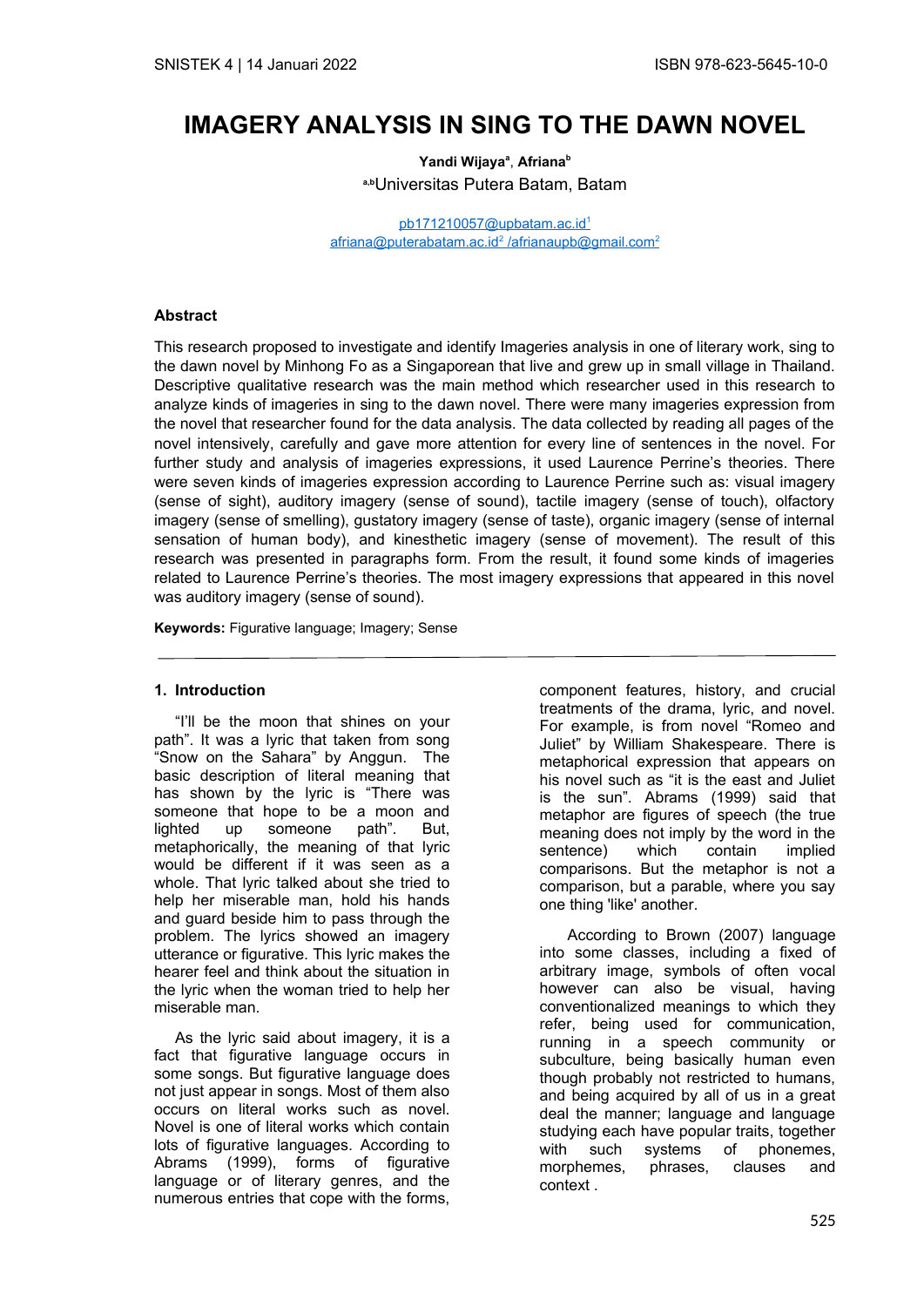# IMAGERY ANALYSIS IN SING TO THE DAWN NOVEL

**Yandi Wijaya**[a], **Afriana**[b]

[a,b]Universitas Putera Batam, Batam

pb171210057@upbatam.ac.id[1]
afriana@puterabatam.ac.id[2] /afrianaupb@gmail.com[2]

### Abstract

This research proposed to investigate and identify Imageries analysis in one of literary work, sing to the dawn novel by Minhong Fo as a Singaporean that live and grew up in small village in Thailand. Descriptive qualitative research was the main method which researcher used in this research to analyze kinds of imageries in sing to the dawn novel. There were many imageries expression from the novel that researcher found for the data analysis. The data collected by reading all pages of the novel intensively, carefully and gave more attention for every line of sentences in the novel. For further study and analysis of imageries expressions, it used Laurence Perrine's theories. There were seven kinds of imageries expression according to Laurence Perrine such as: visual imagery (sense of sight), auditory imagery (sense of sound), tactile imagery (sense of touch), olfactory imagery (sense of smelling), gustatory imagery (sense of taste), organic imagery (sense of internal sensation of human body), and kinesthetic imagery (sense of movement). The result of this research was presented in paragraphs form. From the result, it found some kinds of imageries related to Laurence Perrine's theories. The most imagery expressions that appeared in this novel was auditory imagery (sense of sound).

**Keywords:** Figurative language; Imagery; Sense

## 1. Introduction

"I'll be the moon that shines on your path". It was a lyric that taken from song "Snow on the Sahara" by Anggun. The basic description of literal meaning that has shown by the lyric is "There was someone that hope to be a moon and lighted up someone path". But, metaphorically, the meaning of that lyric would be different if it was seen as a whole. That lyric talked about she tried to help her miserable man, hold his hands and guard beside him to pass through the problem. The lyrics showed an imagery utterance or figurative. This lyric makes the hearer feel and think about the situation in the lyric when the woman tried to help her miserable man.

As the lyric said about imagery, it is a fact that figurative language occurs in some songs. But figurative language does not just appear in songs. Most of them also occurs on literal works such as novel. Novel is one of literal works which contain lots of figurative languages. According to Abrams (1999), forms of figurative language or of literary genres, and the numerous entries that cope with the forms, component features, history, and crucial treatments of the drama, lyric, and novel. For example, is from novel "Romeo and Juliet" by William Shakespeare. There is metaphorical expression that appears on his novel such as "it is the east and Juliet is the sun". Abrams (1999) said that metaphor are figures of speech (the true meaning does not imply by the word in the sentence) which contain implied comparisons. But the metaphor is not a comparison, but a parable, where you say one thing 'like' another.

According to Brown (2007) language into some classes, including a fixed of arbitrary image, symbols of often vocal however can also be visual, having conventionalized meanings to which they refer, being used for communication, running in a speech community or subculture, being basically human even though probably not restricted to humans, and being acquired by all of us in a great deal the manner; language and language studying each have popular traits, together with such systems of phonemes, morphemes, phrases, clauses and context .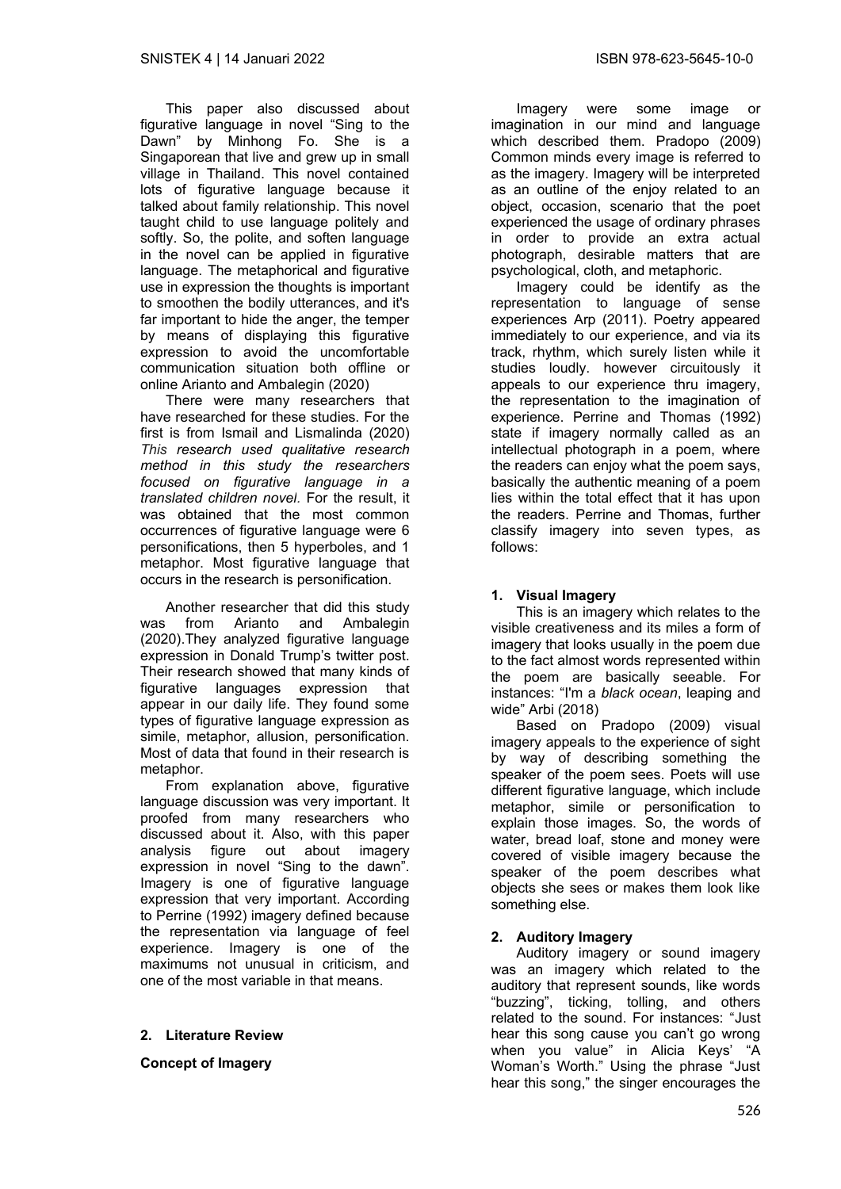This paper also discussed about figurative language in novel "Sing to the Dawn" by Minhong Fo. She is a Singaporean that live and grew up in small village in Thailand. This novel contained lots of figurative language because it talked about family relationship. This novel taught child to use language politely and softly. So, the polite, and soften language in the novel can be applied in figurative language. The metaphorical and figurative use in expression the thoughts is important to smoothen the bodily utterances, and it's far important to hide the anger, the temper by means of displaying this figurative expression to avoid the uncomfortable communication situation both offline or online Arianto and Ambalegin (2020)

There were many researchers that have researched for these studies. For the first is from Ismail and Lismalinda (2020) *This research used qualitative research method in this study the researchers focused on figurative language in a translated children novel.* For the result, it was obtained that the most common occurrences of figurative language were 6 personifications, then 5 hyperboles, and 1 metaphor. Most figurative language that occurs in the research is personification.

Another researcher that did this study was from Arianto and Ambalegin (2020).They analyzed figurative language expression in Donald Trump's twitter post. Their research showed that many kinds of figurative languages expression that appear in our daily life. They found some types of figurative language expression as simile, metaphor, allusion, personification. Most of data that found in their research is metaphor.

From explanation above, figurative language discussion was very important. It proofed from many researchers who discussed about it. Also, with this paper analysis figure out about imagery expression in novel "Sing to the dawn". Imagery is one of figurative language expression that very important. According to Perrine (1992) imagery defined because the representation via language of feel experience. Imagery is one of the maximums not unusual in criticism, and one of the most variable in that means.

## 2. Literature Review

**Concept of Imagery**

Imagery were some image or imagination in our mind and language which described them. Pradopo (2009) Common minds every image is referred to as the imagery. Imagery will be interpreted as an outline of the enjoy related to an object, occasion, scenario that the poet experienced the usage of ordinary phrases in order to provide an extra actual photograph, desirable matters that are psychological, cloth, and metaphoric.

Imagery could be identify as the representation to language of sense experiences Arp (2011). Poetry appeared immediately to our experience, and via its track, rhythm, which surely listen while it studies loudly. however circuitously it appeals to our experience thru imagery, the representation to the imagination of experience. Perrine and Thomas (1992) state if imagery normally called as an intellectual photograph in a poem, where the readers can enjoy what the poem says, basically the authentic meaning of a poem lies within the total effect that it has upon the readers. Perrine and Thomas, further classify imagery into seven types, as follows:

### 1. Visual Imagery

This is an imagery which relates to the visible creativeness and its miles a form of imagery that looks usually in the poem due to the fact almost words represented within the poem are basically seeable. For instances: "I'm a *black ocean*, leaping and wide" Arbi (2018)

Based on Pradopo (2009) visual imagery appeals to the experience of sight by way of describing something the speaker of the poem sees. Poets will use different figurative language, which include metaphor, simile or personification to explain those images. So, the words of water, bread loaf, stone and money were covered of visible imagery because the speaker of the poem describes what objects she sees or makes them look like something else.

### 2. Auditory Imagery

Auditory imagery or sound imagery was an imagery which related to the auditory that represent sounds, like words "buzzing", ticking, tolling, and others related to the sound. For instances: "Just hear this song cause you can't go wrong when you value" in Alicia Keys' "A Woman's Worth." Using the phrase "Just hear this song," the singer encourages the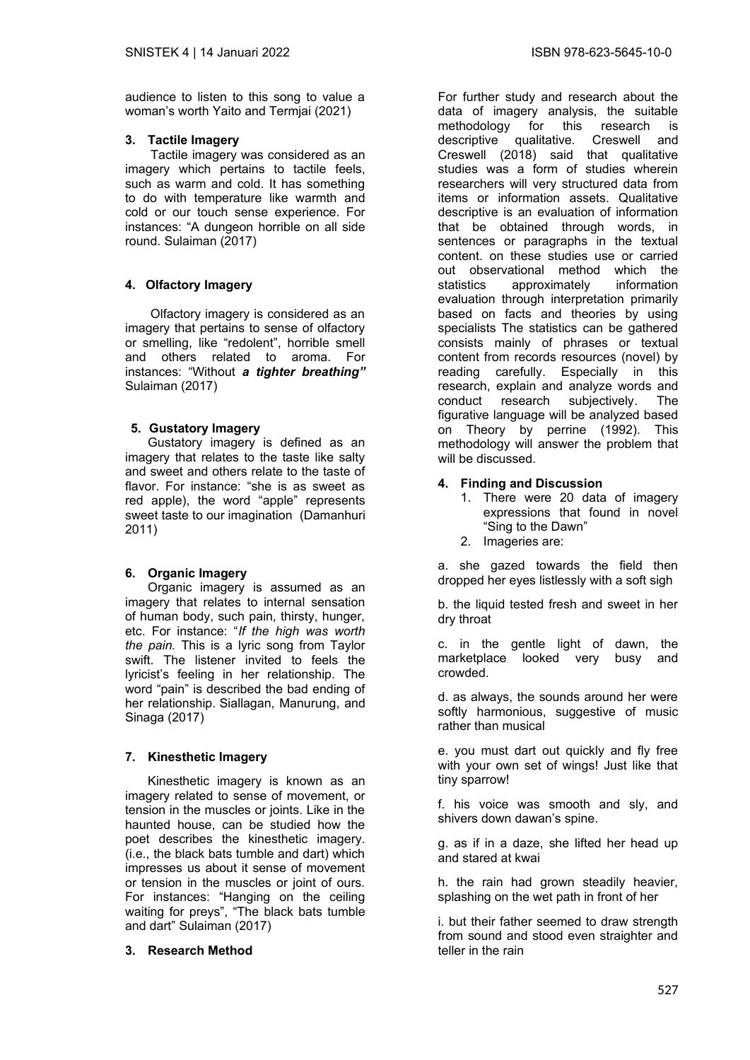audience to listen to this song to value a woman's worth Yaito and Termjai (2021)

### 3. Tactile Imagery

Tactile imagery was considered as an imagery which pertains to tactile feels, such as warm and cold. It has something to do with temperature like warmth and cold or our touch sense experience. For instances: "A dungeon horrible on all side round. Sulaiman (2017)

### 4. Olfactory Imagery

Olfactory imagery is considered as an imagery that pertains to sense of olfactory or smelling, like "redolent", horrible smell and others related to aroma. For instances: "Without ***a tighter breathing"*** Sulaiman (2017)

### 5. Gustatory Imagery

Gustatory imagery is defined as an imagery that relates to the taste like salty and sweet and others relate to the taste of flavor. For instance: "she is as sweet as red apple), the word "apple" represents sweet taste to our imagination (Damanhuri 2011)

### 6. Organic Imagery

Organic imagery is assumed as an imagery that relates to internal sensation of human body, such pain, thirsty, hunger, etc. For instance: "*If the high was worth the pain.* This is a lyric song from Taylor swift. The listener invited to feels the lyricist's feeling in her relationship. The word "pain" is described the bad ending of her relationship. Siallagan, Manurung, and Sinaga (2017)

### 7. Kinesthetic Imagery

Kinesthetic imagery is known as an imagery related to sense of movement, or tension in the muscles or joints. Like in the haunted house, can be studied how the poet describes the kinesthetic imagery. (i.e., the black bats tumble and dart) which impresses us about it sense of movement or tension in the muscles or joint of ours. For instances: "Hanging on the ceiling waiting for preys", "The black bats tumble and dart" Sulaiman (2017)

## 3. Research Method

For further study and research about the data of imagery analysis, the suitable methodology for this research is descriptive qualitative. Creswell and Creswell (2018) said that qualitative studies was a form of studies wherein researchers will very structured data from items or information assets. Qualitative descriptive is an evaluation of information that be obtained through words, in sentences or paragraphs in the textual content. on these studies use or carried out observational method which the statistics approximately information evaluation through interpretation primarily based on facts and theories by using specialists The statistics can be gathered consists mainly of phrases or textual content from records resources (novel) by reading carefully. Especially in this research, explain and analyze words and conduct research subjectively. The figurative language will be analyzed based on Theory by perrine (1992). This methodology will answer the problem that will be discussed.

## 4. Finding and Discussion

1. There were 20 data of imagery expressions that found in novel "Sing to the Dawn"
2. Imageries are:

a. she gazed towards the field then dropped her eyes listlessly with a soft sigh

b. the liquid tested fresh and sweet in her dry throat

c. in the gentle light of dawn, the marketplace looked very busy and crowded.

d. as always, the sounds around her were softly harmonious, suggestive of music rather than musical

e. you must dart out quickly and fly free with your own set of wings! Just like that tiny sparrow!

f. his voice was smooth and sly, and shivers down dawan's spine.

g. as if in a daze, she lifted her head up and stared at kwai

h. the rain had grown steadily heavier, splashing on the wet path in front of her

i. but their father seemed to draw strength from sound and stood even straighter and teller in the rain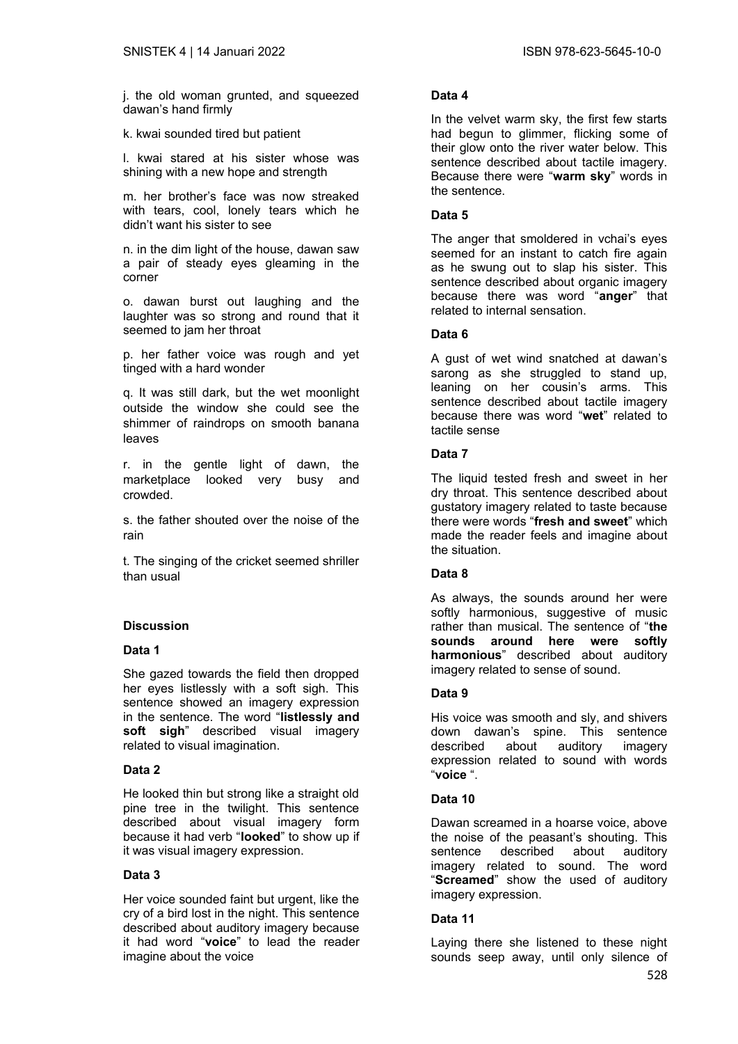j. the old woman grunted, and squeezed dawan's hand firmly

k. kwai sounded tired but patient

l. kwai stared at his sister whose was shining with a new hope and strength

m. her brother's face was now streaked with tears, cool, lonely tears which he didn't want his sister to see

n. in the dim light of the house, dawan saw a pair of steady eyes gleaming in the corner

o. dawan burst out laughing and the laughter was so strong and round that it seemed to jam her throat

p. her father voice was rough and yet tinged with a hard wonder

q. It was still dark, but the wet moonlight outside the window she could see the shimmer of raindrops on smooth banana leaves

r. in the gentle light of dawn, the marketplace looked very busy and crowded.

s. the father shouted over the noise of the rain

t. The singing of the cricket seemed shriller than usual

### Discussion

#### Data 1

She gazed towards the field then dropped her eyes listlessly with a soft sigh. This sentence showed an imagery expression in the sentence. The word "**listlessly and soft sigh**" described visual imagery related to visual imagination.

#### Data 2

He looked thin but strong like a straight old pine tree in the twilight. This sentence described about visual imagery form because it had verb "**looked**" to show up if it was visual imagery expression.

#### Data 3

Her voice sounded faint but urgent, like the cry of a bird lost in the night. This sentence described about auditory imagery because it had word "**voice**" to lead the reader imagine about the voice

#### Data 4

In the velvet warm sky, the first few starts had begun to glimmer, flicking some of their glow onto the river water below. This sentence described about tactile imagery. Because there were "**warm sky**" words in the sentence.

#### Data 5

The anger that smoldered in vchai's eyes seemed for an instant to catch fire again as he swung out to slap his sister. This sentence described about organic imagery because there was word "**anger**" that related to internal sensation.

#### Data 6

A gust of wet wind snatched at dawan's sarong as she struggled to stand up, leaning on her cousin's arms. This sentence described about tactile imagery because there was word "**wet**" related to tactile sense

#### Data 7

The liquid tested fresh and sweet in her dry throat. This sentence described about gustatory imagery related to taste because there were words "**fresh and sweet**" which made the reader feels and imagine about the situation.

#### Data 8

As always, the sounds around her were softly harmonious, suggestive of music rather than musical. The sentence of "**the sounds around here were softly harmonious**" described about auditory imagery related to sense of sound.

#### Data 9

His voice was smooth and sly, and shivers down dawan's spine. This sentence described about auditory imagery expression related to sound with words "**voice** ".

#### Data 10

Dawan screamed in a hoarse voice, above the noise of the peasant's shouting. This sentence described about auditory imagery related to sound. The word "**Screamed**" show the used of auditory imagery expression.

#### Data 11

Laying there she listened to these night sounds seep away, until only silence of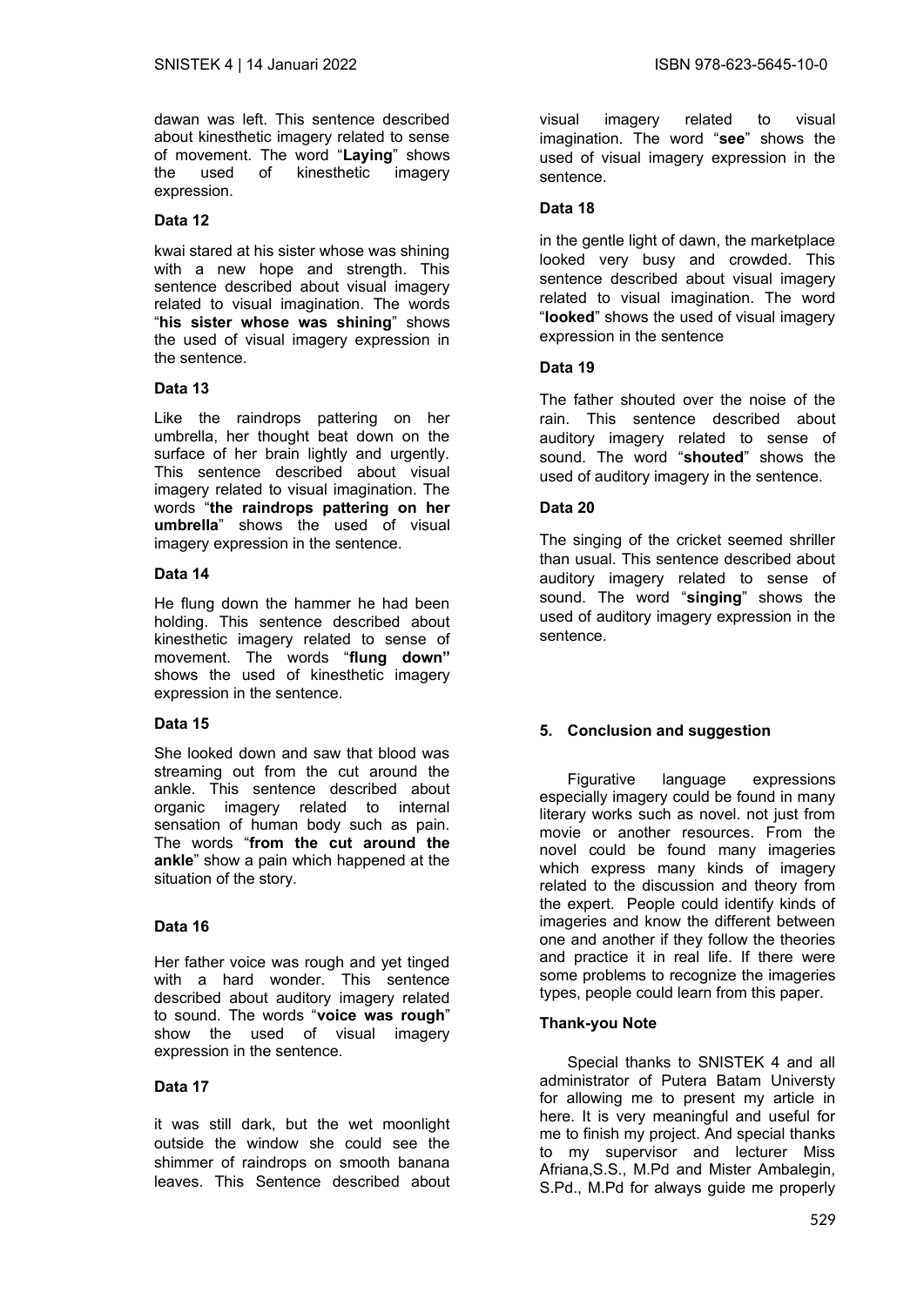dawan was left. This sentence described about kinesthetic imagery related to sense of movement. The word "**Laying**" shows the used of kinesthetic imagery expression.

**Data 12**

kwai stared at his sister whose was shining with a new hope and strength. This sentence described about visual imagery related to visual imagination. The words "**his sister whose was shining**" shows the used of visual imagery expression in the sentence.

**Data 13**

Like the raindrops pattering on her umbrella, her thought beat down on the surface of her brain lightly and urgently. This sentence described about visual imagery related to visual imagination. The words "**the raindrops pattering on her umbrella**" shows the used of visual imagery expression in the sentence.

**Data 14**

He flung down the hammer he had been holding. This sentence described about kinesthetic imagery related to sense of movement. The words "**flung down"** shows the used of kinesthetic imagery expression in the sentence.

**Data 15**

She looked down and saw that blood was streaming out from the cut around the ankle. This sentence described about organic imagery related to internal sensation of human body such as pain. The words "**from the cut around the ankle**" show a pain which happened at the situation of the story.

**Data 16**

Her father voice was rough and yet tinged with a hard wonder. This sentence described about auditory imagery related to sound. The words "**voice was rough**" show the used of visual imagery expression in the sentence.

**Data 17**

it was still dark, but the wet moonlight outside the window she could see the shimmer of raindrops on smooth banana leaves. This Sentence described about visual imagery related to visual imagination. The word "**see**" shows the used of visual imagery expression in the sentence.

**Data 18**

in the gentle light of dawn, the marketplace looked very busy and crowded. This sentence described about visual imagery related to visual imagination. The word "**looked**" shows the used of visual imagery expression in the sentence

**Data 19**

The father shouted over the noise of the rain. This sentence described about auditory imagery related to sense of sound. The word "**shouted**" shows the used of auditory imagery in the sentence.

**Data 20**

The singing of the cricket seemed shriller than usual. This sentence described about auditory imagery related to sense of sound. The word "**singing**" shows the used of auditory imagery expression in the sentence.

## 5. Conclusion and suggestion

Figurative language expressions especially imagery could be found in many literary works such as novel. not just from movie or another resources. From the novel could be found many imageries which express many kinds of imagery related to the discussion and theory from the expert. People could identify kinds of imageries and know the different between one and another if they follow the theories and practice it in real life. If there were some problems to recognize the imageries types, people could learn from this paper.

**Thank-you Note**

Special thanks to SNISTEK 4 and all administrator of Putera Batam Universty for allowing me to present my article in here. It is very meaningful and useful for me to finish my project. And special thanks to my supervisor and lecturer Miss Afriana,S.S., M.Pd and Mister Ambalegin, S.Pd., M.Pd for always guide me properly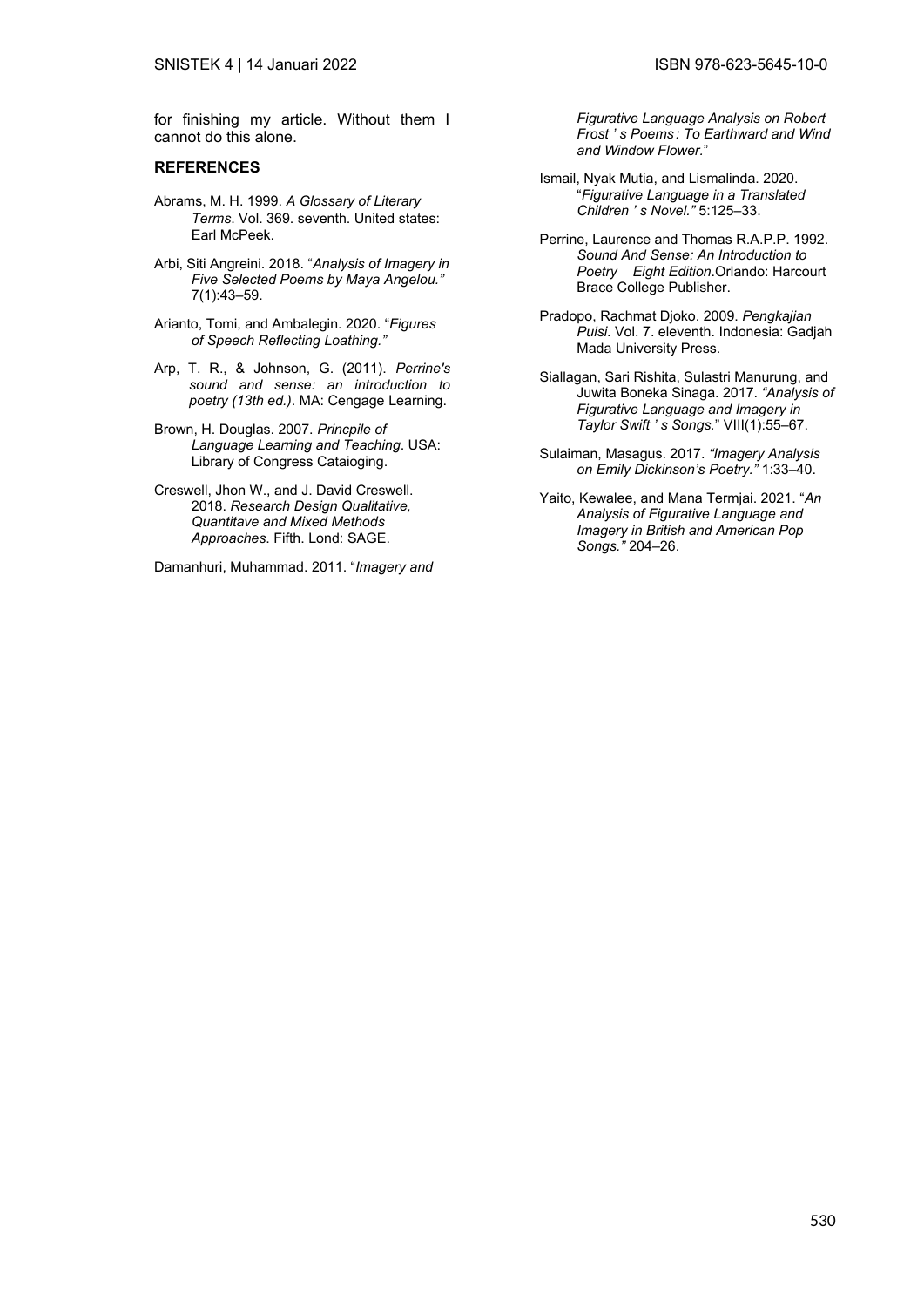for finishing my article. Without them I cannot do this alone.

## REFERENCES

Abrams, M. H. 1999. *A Glossary of Literary Terms*. Vol. 369. seventh. United states: Earl McPeek.

Arbi, Siti Angreini. 2018. "*Analysis of Imagery in Five Selected Poems by Maya Angelou.*" 7(1):43–59.

Arianto, Tomi, and Ambalegin. 2020. "*Figures of Speech Reflecting Loathing.*"

Arp, T. R., & Johnson, G. (2011). *Perrine's sound and sense: an introduction to poetry (13th ed.)*. MA: Cengage Learning.

Brown, H. Douglas. 2007. *Princpile of Language Learning and Teaching*. USA: Library of Congress Cataioging.

Creswell, Jhon W., and J. David Creswell. 2018. *Research Design Qualitative, Quantitave and Mixed Methods Approaches*. Fifth. Lond: SAGE.

Damanhuri, Muhammad. 2011. "*Imagery and Figurative Language Analysis on Robert Frost ' s Poems : To Earthward and Wind and Window Flower.*"

Ismail, Nyak Mutia, and Lismalinda. 2020. "*Figurative Language in a Translated Children ' s Novel.*" 5:125–33.

Perrine, Laurence and Thomas R.A.P.P. 1992. *Sound And Sense: An Introduction to Poetry Eight Edition*.Orlando: Harcourt Brace College Publisher.

Pradopo, Rachmat Djoko. 2009. *Pengkajian Puisi*. Vol. 7. eleventh. Indonesia: Gadjah Mada University Press.

Siallagan, Sari Rishita, Sulastri Manurung, and Juwita Boneka Sinaga. 2017. *"Analysis of Figurative Language and Imagery in Taylor Swift ' s Songs.*" VIII(1):55–67.

Sulaiman, Masagus. 2017. *"Imagery Analysis on Emily Dickinson's Poetry."* 1:33–40.

Yaito, Kewalee, and Mana Termjai. 2021. "*An Analysis of Figurative Language and Imagery in British and American Pop Songs."* 204–26.